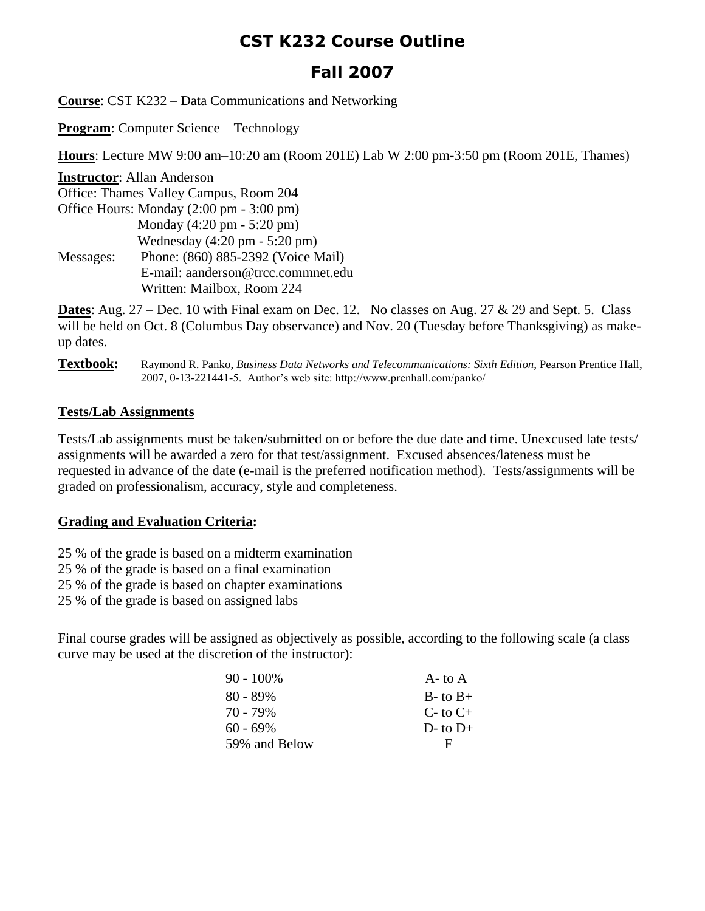# CST K232 Course Outline

## Fall 2007

**Course**: CST K232 – Data Communications and Networking

**Program**: Computer Science – Technology

**Hours**: Lecture MW 9:00 am–10:20 am (Room 201E) Lab W 2:00 pm-3:50 pm (Room 201E, Thames)

**Instructor**: Allan Anderson
Office: Thames Valley Campus, Room 204
Office Hours: Monday (2:00 pm - 3:00 pm)
Monday (4:20 pm - 5:20 pm)
Wednesday (4:20 pm - 5:20 pm)
Messages: Phone: (860) 885-2392 (Voice Mail)
E-mail: aanderson@trcc.commnet.edu
Written: Mailbox, Room 224

**Dates**: Aug. 27 – Dec. 10 with Final exam on Dec. 12. No classes on Aug. 27 & 29 and Sept. 5. Class will be held on Oct. 8 (Columbus Day observance) and Nov. 20 (Tuesday before Thanksgiving) as make-up dates.

**Textbook:** Raymond R. Panko, *Business Data Networks and Telecommunications: Sixth Edition*, Pearson Prentice Hall, 2007, 0-13-221441-5. Author's web site: http://www.prenhall.com/panko/

### Tests/Lab Assignments

Tests/Lab assignments must be taken/submitted on or before the due date and time. Unexcused late tests/ assignments will be awarded a zero for that test/assignment. Excused absences/lateness must be requested in advance of the date (e-mail is the preferred notification method). Tests/assignments will be graded on professionalism, accuracy, style and completeness.

### Grading and Evaluation Criteria:

25 % of the grade is based on a midterm examination
25 % of the grade is based on a final examination
25 % of the grade is based on chapter examinations
25 % of the grade is based on assigned labs

Final course grades will be assigned as objectively as possible, according to the following scale (a class curve may be used at the discretion of the instructor):

| | |
|---|---|
| 90 - 100% | A- to A |
| 80 - 89% | B- to B+ |
| 70 - 79% | C- to C+ |
| 60 - 69% | D- to D+ |
| 59% and Below | F |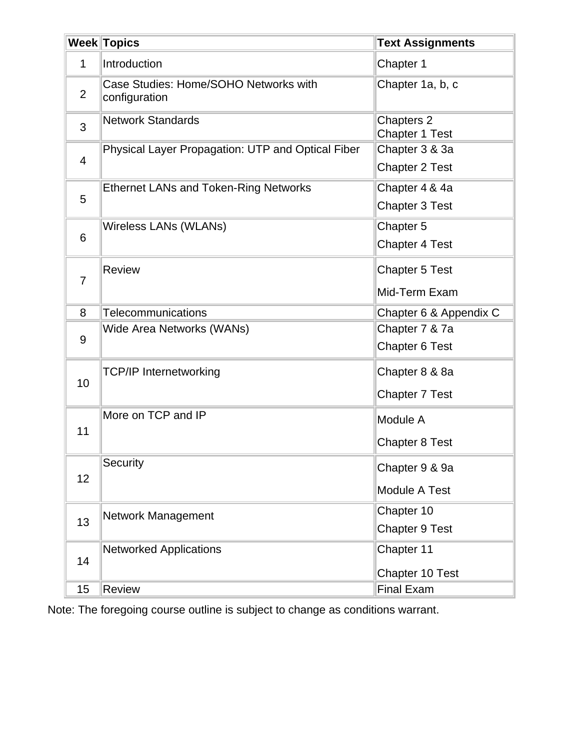| Week | Topics | Text Assignments |
| --- | --- | --- |
| 1 | Introduction | Chapter 1 |
| 2 | Case Studies: Home/SOHO Networks with configuration | Chapter 1a, b, c |
| 3 | Network Standards | Chapters 2<br>Chapter 1 Test |
| 4 | Physical Layer Propagation: UTP and Optical Fiber | Chapter 3 & 3a<br>Chapter 2 Test |
| 5 | Ethernet LANs and Token-Ring Networks | Chapter 4 & 4a<br>Chapter 3 Test |
| 6 | Wireless LANs (WLANs) | Chapter 5<br>Chapter 4 Test |
| 7 | Review | Chapter 5 Test<br>Mid-Term Exam |
| 8 | Telecommunications | Chapter 6 & Appendix C |
| 9 | Wide Area Networks (WANs) | Chapter 7 & 7a<br>Chapter 6 Test |
| 10 | TCP/IP Internetworking | Chapter 8 & 8a<br>Chapter 7 Test |
| 11 | More on TCP and IP | Module A<br>Chapter 8 Test |
| 12 | Security | Chapter 9 & 9a<br>Module A Test |
| 13 | Network Management | Chapter 10<br>Chapter 9 Test |
| 14 | Networked Applications | Chapter 11<br>Chapter 10 Test |
| 15 | Review | Final Exam |

Note: The foregoing course outline is subject to change as conditions warrant.